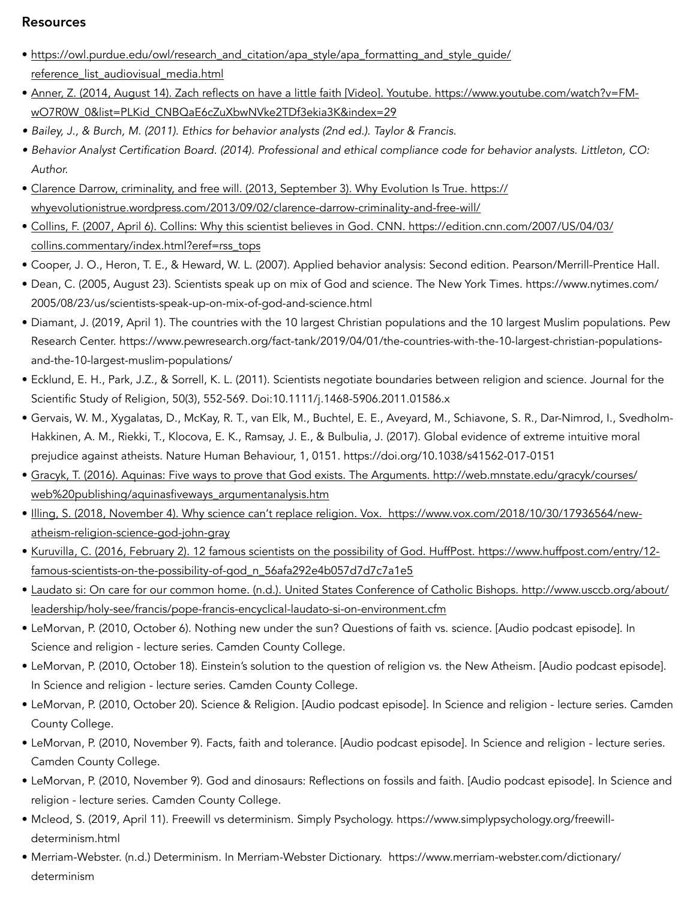## Resources

- https://owl.purdue.edu/owl/research_and_citation/apa_style/apa_formatting_and_style_guide/reference_list_audiovisual_media.html
- Anner, Z. (2014, August 14). Zach reflects on have a little faith [Video]. Youtube. https://www.youtube.com/watch?v=FM-wO7R0W_0&list=PLKid_CNBQaE6cZuXbwNVke2TDf3ekia3K&index=29
- *Bailey, J., & Burch, M. (2011). Ethics for behavior analysts (2nd ed.). Taylor & Francis.*
- *Behavior Analyst Certification Board. (2014). Professional and ethical compliance code for behavior analysts. Littleton, CO: Author.*
- Clarence Darrow, criminality, and free will. (2013, September 3). Why Evolution Is True. https://whyevolutionistrue.wordpress.com/2013/09/02/clarence-darrow-criminality-and-free-will/
- Collins, F. (2007, April 6). Collins: Why this scientist believes in God. CNN. https://edition.cnn.com/2007/US/04/03/collins.commentary/index.html?eref=rss_tops
- Cooper, J. O., Heron, T. E., & Heward, W. L. (2007). Applied behavior analysis: Second edition. Pearson/Merrill-Prentice Hall.
- Dean, C. (2005, August 23). Scientists speak up on mix of God and science. The New York Times. https://www.nytimes.com/2005/08/23/us/scientists-speak-up-on-mix-of-god-and-science.html
- Diamant, J. (2019, April 1). The countries with the 10 largest Christian populations and the 10 largest Muslim populations. Pew Research Center. https://www.pewresearch.org/fact-tank/2019/04/01/the-countries-with-the-10-largest-christian-populations-and-the-10-largest-muslim-populations/
- Ecklund, E. H., Park, J.Z., & Sorrell, K. L. (2011). Scientists negotiate boundaries between religion and science. Journal for the Scientific Study of Religion, 50(3), 552-569. Doi:10.1111/j.1468-5906.2011.01586.x
- Gervais, W. M., Xygalatas, D., McKay, R. T., van Elk, M., Buchtel, E. E., Aveyard, M., Schiavone, S. R., Dar-Nimrod, I., Svedholm-Hakkinen, A. M., Riekki, T., Klocova, E. K., Ramsay, J. E., & Bulbulia, J. (2017). Global evidence of extreme intuitive moral prejudice against atheists. Nature Human Behaviour, 1, 0151. https://doi.org/10.1038/s41562-017-0151
- Gracyk, T. (2016). Aquinas: Five ways to prove that God exists. The Arguments. http://web.mnstate.edu/gracyk/courses/web%20publishing/aquinasfiveways_argumentanalysis.htm
- Illing, S. (2018, November 4). Why science can't replace religion. Vox. https://www.vox.com/2018/10/30/17936564/new-atheism-religion-science-god-john-gray
- Kuruvilla, C. (2016, February 2). 12 famous scientists on the possibility of God. HuffPost. https://www.huffpost.com/entry/12-famous-scientists-on-the-possibility-of-god_n_56afa292e4b057d7d7c7a1e5
- Laudato si: On care for our common home. (n.d.). United States Conference of Catholic Bishops. http://www.usccb.org/about/leadership/holy-see/francis/pope-francis-encyclical-laudato-si-on-environment.cfm
- LeMorvan, P. (2010, October 6). Nothing new under the sun? Questions of faith vs. science. [Audio podcast episode]. In Science and religion - lecture series. Camden County College.
- LeMorvan, P. (2010, October 18). Einstein's solution to the question of religion vs. the New Atheism. [Audio podcast episode]. In Science and religion - lecture series. Camden County College.
- LeMorvan, P. (2010, October 20). Science & Religion. [Audio podcast episode]. In Science and religion - lecture series. Camden County College.
- LeMorvan, P. (2010, November 9). Facts, faith and tolerance. [Audio podcast episode]. In Science and religion - lecture series. Camden County College.
- LeMorvan, P. (2010, November 9). God and dinosaurs: Reflections on fossils and faith. [Audio podcast episode]. In Science and religion - lecture series. Camden County College.
- Mcleod, S. (2019, April 11). Freewill vs determinism. Simply Psychology. https://www.simplypsychology.org/freewill-determinism.html
- Merriam-Webster. (n.d.) Determinism. In Merriam-Webster Dictionary. https://www.merriam-webster.com/dictionary/determinism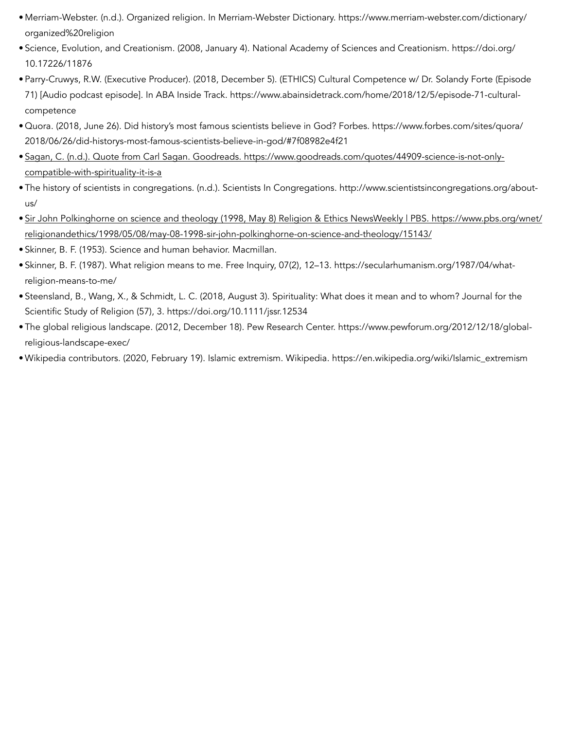- Merriam-Webster. (n.d.). Organized religion. In Merriam-Webster Dictionary. https://www.merriam-webster.com/dictionary/organized%20religion
- Science, Evolution, and Creationism. (2008, January 4). National Academy of Sciences and Creationism. https://doi.org/10.17226/11876
- Parry-Cruwys, R.W. (Executive Producer). (2018, December 5). (ETHICS) Cultural Competence w/ Dr. Solandy Forte (Episode 71) [Audio podcast episode]. In ABA Inside Track. https://www.abainsidetrack.com/home/2018/12/5/episode-71-cultural-competence
- Quora. (2018, June 26). Did history's most famous scientists believe in God? Forbes. https://www.forbes.com/sites/quora/2018/06/26/did-historys-most-famous-scientists-believe-in-god/#7f08982e4f21
- Sagan, C. (n.d.). Quote from Carl Sagan. Goodreads. https://www.goodreads.com/quotes/44909-science-is-not-only-compatible-with-spirituality-it-is-a
- The history of scientists in congregations. (n.d.). Scientists In Congregations. http://www.scientistsincongregations.org/about-us/
- Sir John Polkinghorne on science and theology (1998, May 8) Religion & Ethics NewsWeekly | PBS. https://www.pbs.org/wnet/religionandethics/1998/05/08/may-08-1998-sir-john-polkinghorne-on-science-and-theology/15143/
- Skinner, B. F. (1953). Science and human behavior. Macmillan.
- Skinner, B. F. (1987). What religion means to me. Free Inquiry, 07(2), 12–13. https://secularhumanism.org/1987/04/what-religion-means-to-me/
- Steensland, B., Wang, X., & Schmidt, L. C. (2018, August 3). Spirituality: What does it mean and to whom? Journal for the Scientific Study of Religion (57), 3. https://doi.org/10.1111/jssr.12534
- The global religious landscape. (2012, December 18). Pew Research Center. https://www.pewforum.org/2012/12/18/global-religious-landscape-exec/
- Wikipedia contributors. (2020, February 19). Islamic extremism. Wikipedia. https://en.wikipedia.org/wiki/Islamic_extremism